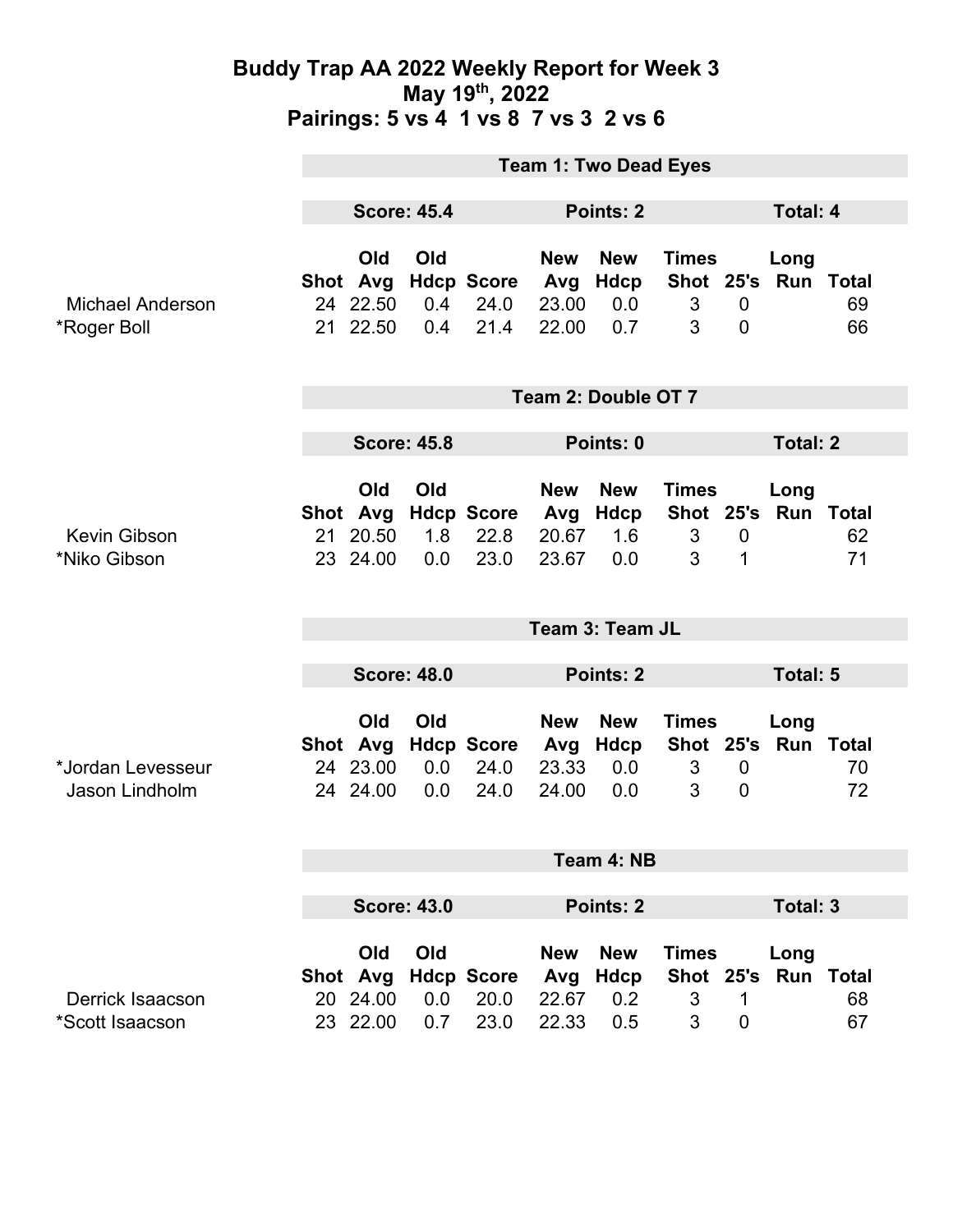# Buddy Trap AA 2022 Weekly Report for Week 3

**May 19th, 2022**

**Pairings: 5 vs 4  1 vs 8  7 vs 3  2 vs 6**

## Team 1: Two Dead Eyes

**Score: 45.4** | **Points: 2** | **Total: 4**

| | Shot | Old Avg | Old Hdcp | Score | New Avg | New Hdcp | Times Shot | 25's | Long Run | Total |
|---|---|---|---|---|---|---|---|---|---|---|
| Michael Anderson | 24 | 22.50 | 0.4 | 24.0 | 23.00 | 0.0 | 3 | 0 | | 69 |
| *Roger Boll | 21 | 22.50 | 0.4 | 21.4 | 22.00 | 0.7 | 3 | 0 | | 66 |

## Team 2: Double OT 7

**Score: 45.8** | **Points: 0** | **Total: 2**

| | Shot | Old Avg | Old Hdcp | Score | New Avg | New Hdcp | Times Shot | 25's | Long Run | Total |
|---|---|---|---|---|---|---|---|---|---|---|
| Kevin Gibson | 21 | 20.50 | 1.8 | 22.8 | 20.67 | 1.6 | 3 | 0 | | 62 |
| *Niko Gibson | 23 | 24.00 | 0.0 | 23.0 | 23.67 | 0.0 | 3 | 1 | | 71 |

## Team 3: Team JL

**Score: 48.0** | **Points: 2** | **Total: 5**

| | Shot | Old Avg | Old Hdcp | Score | New Avg | New Hdcp | Times Shot | 25's | Long Run | Total |
|---|---|---|---|---|---|---|---|---|---|---|
| *Jordan Levesseur | 24 | 23.00 | 0.0 | 24.0 | 23.33 | 0.0 | 3 | 0 | | 70 |
| Jason Lindholm | 24 | 24.00 | 0.0 | 24.0 | 24.00 | 0.0 | 3 | 0 | | 72 |

## Team 4: NB

**Score: 43.0** | **Points: 2** | **Total: 3**

| | Shot | Old Avg | Old Hdcp | Score | New Avg | New Hdcp | Times Shot | 25's | Long Run | Total |
|---|---|---|---|---|---|---|---|---|---|---|
| Derrick Isaacson | 20 | 24.00 | 0.0 | 20.0 | 22.67 | 0.2 | 3 | 1 | | 68 |
| *Scott Isaacson | 23 | 22.00 | 0.7 | 23.0 | 22.33 | 0.5 | 3 | 0 | | 67 |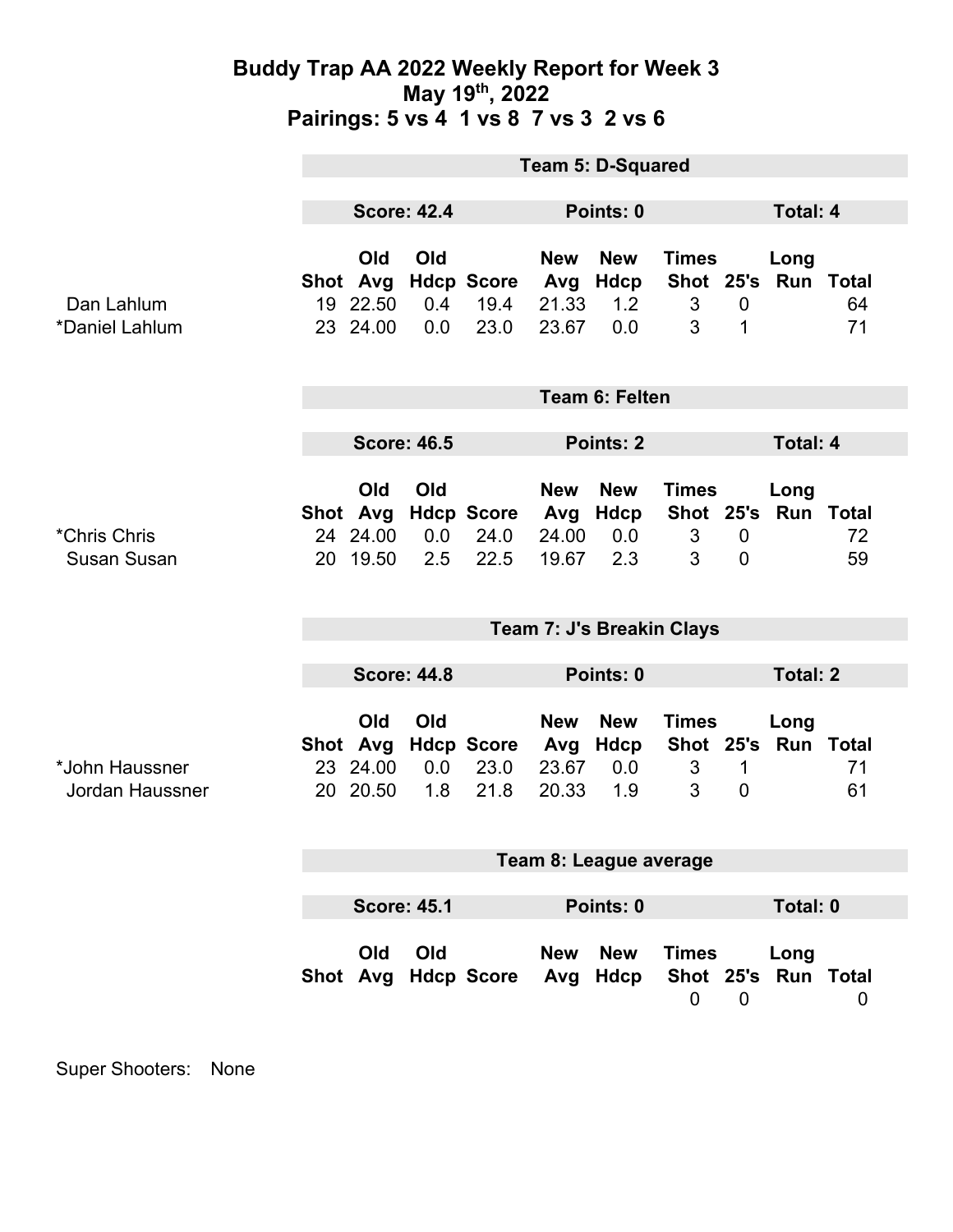# Buddy Trap AA 2022 Weekly Report for Week 3

## May 19th, 2022

## Pairings: 5 vs 4 1 vs 8 7 vs 3 2 vs 6

### Team 5: D-Squared

**Score: 42.4** **Points: 0** **Total: 4**

| | Shot | Old Avg | Old Hdcp | Score | New Avg | New Hdcp | Times Shot | 25's | Long Run | Total |
|---|---|---|---|---|---|---|---|---|---|---|
| Dan Lahlum | 19 | 22.50 | 0.4 | 19.4 | 21.33 | 1.2 | 3 | 0 | | 64 |
| *Daniel Lahlum | 23 | 24.00 | 0.0 | 23.0 | 23.67 | 0.0 | 3 | 1 | | 71 |

### Team 6: Felten

**Score: 46.5** **Points: 2** **Total: 4**

| | Shot | Old Avg | Old Hdcp | Score | New Avg | New Hdcp | Times Shot | 25's | Long Run | Total |
|---|---|---|---|---|---|---|---|---|---|---|
| *Chris Chris | 24 | 24.00 | 0.0 | 24.0 | 24.00 | 0.0 | 3 | 0 | | 72 |
| Susan Susan | 20 | 19.50 | 2.5 | 22.5 | 19.67 | 2.3 | 3 | 0 | | 59 |

### Team 7: J's Breakin Clays

**Score: 44.8** **Points: 0** **Total: 2**

| | Shot | Old Avg | Old Hdcp | Score | New Avg | New Hdcp | Times Shot | 25's | Long Run | Total |
|---|---|---|---|---|---|---|---|---|---|---|
| *John Haussner | 23 | 24.00 | 0.0 | 23.0 | 23.67 | 0.0 | 3 | 1 | | 71 |
| Jordan Haussner | 20 | 20.50 | 1.8 | 21.8 | 20.33 | 1.9 | 3 | 0 | | 61 |

### Team 8: League average

**Score: 45.1** **Points: 0** **Total: 0**

| | Shot | Old Avg | Old Hdcp | Score | New Avg | New Hdcp | Times Shot | 25's | Long Run | Total |
|---|---|---|---|---|---|---|---|---|---|---|
| | | | | | | | 0 | 0 | | 0 |

Super Shooters: None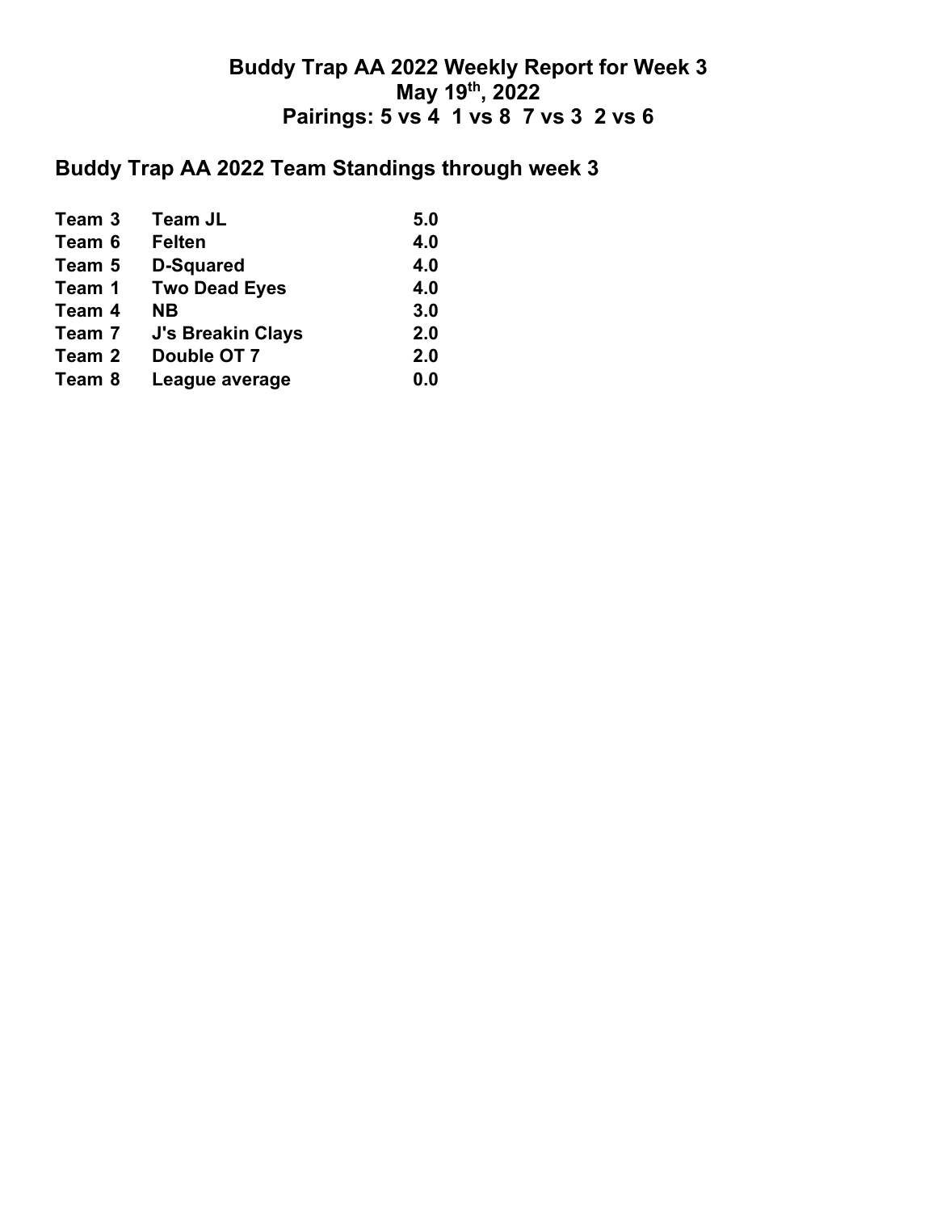# Buddy Trap AA 2022 Weekly Report for Week 3
# May 19th, 2022
# Pairings: 5 vs 4 1 vs 8 7 vs 3 2 vs 6

## Buddy Trap AA 2022 Team Standings through week 3

| | | |
|---|---|---|
| **Team 3** | **Team JL** | **5.0** |
| **Team 6** | **Felten** | **4.0** |
| **Team 5** | **D-Squared** | **4.0** |
| **Team 1** | **Two Dead Eyes** | **4.0** |
| **Team 4** | **NB** | **3.0** |
| **Team 7** | **J's Breakin Clays** | **2.0** |
| **Team 2** | **Double OT 7** | **2.0** |
| **Team 8** | **League average** | **0.0** |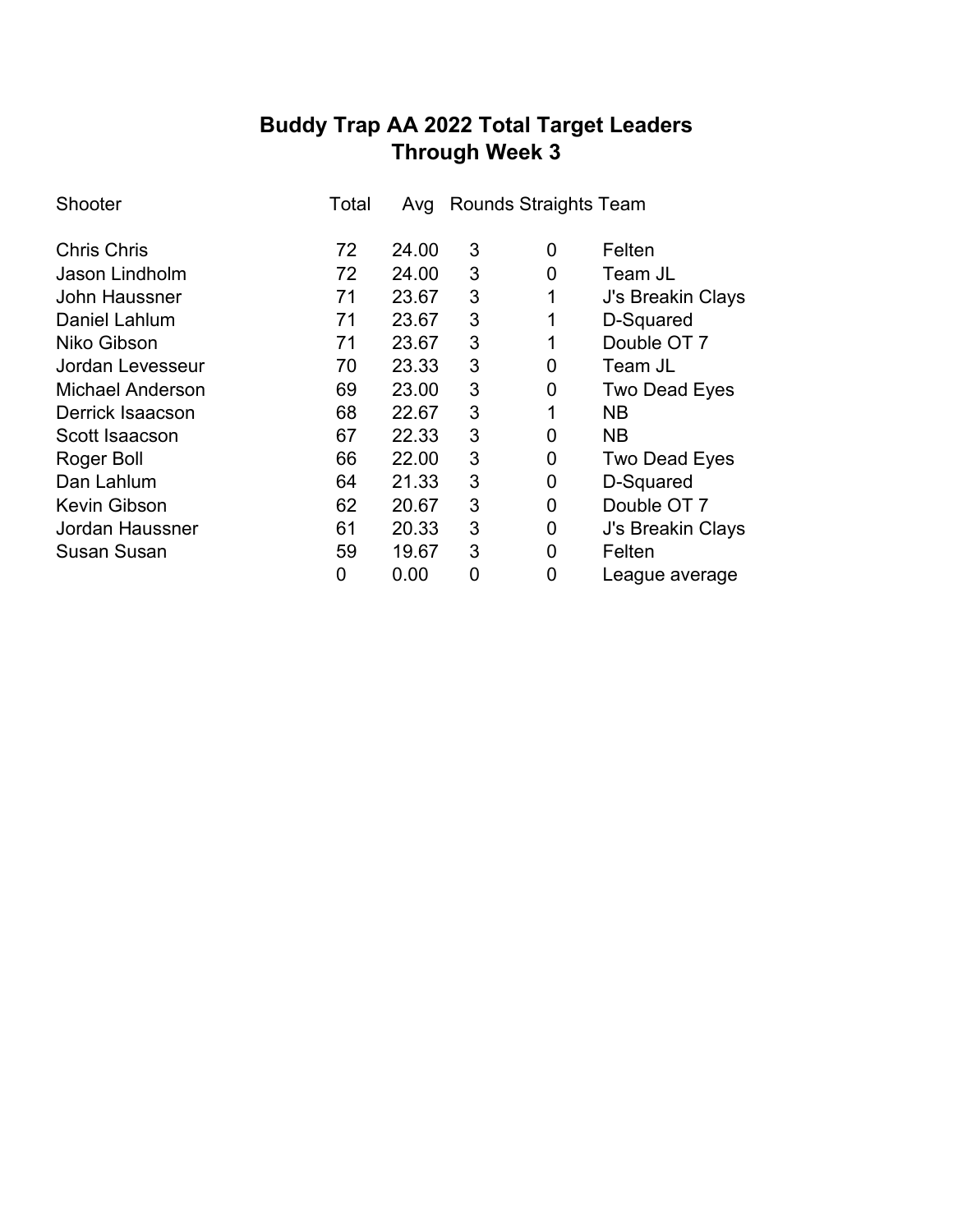# Buddy Trap AA 2022 Total Target Leaders
## Through Week 3

| Shooter | Total | Avg | Rounds | Straights | Team |
|---|---|---|---|---|---|
| Chris Chris | 72 | 24.00 | 3 | 0 | Felten |
| Jason Lindholm | 72 | 24.00 | 3 | 0 | Team JL |
| John Haussner | 71 | 23.67 | 3 | 1 | J's Breakin Clays |
| Daniel Lahlum | 71 | 23.67 | 3 | 1 | D-Squared |
| Niko Gibson | 71 | 23.67 | 3 | 1 | Double OT 7 |
| Jordan Levesseur | 70 | 23.33 | 3 | 0 | Team JL |
| Michael Anderson | 69 | 23.00 | 3 | 0 | Two Dead Eyes |
| Derrick Isaacson | 68 | 22.67 | 3 | 1 | NB |
| Scott Isaacson | 67 | 22.33 | 3 | 0 | NB |
| Roger Boll | 66 | 22.00 | 3 | 0 | Two Dead Eyes |
| Dan Lahlum | 64 | 21.33 | 3 | 0 | D-Squared |
| Kevin Gibson | 62 | 20.67 | 3 | 0 | Double OT 7 |
| Jordan Haussner | 61 | 20.33 | 3 | 0 | J's Breakin Clays |
| Susan Susan | 59 | 19.67 | 3 | 0 | Felten |
| | 0 | 0.00 | 0 | 0 | League average |